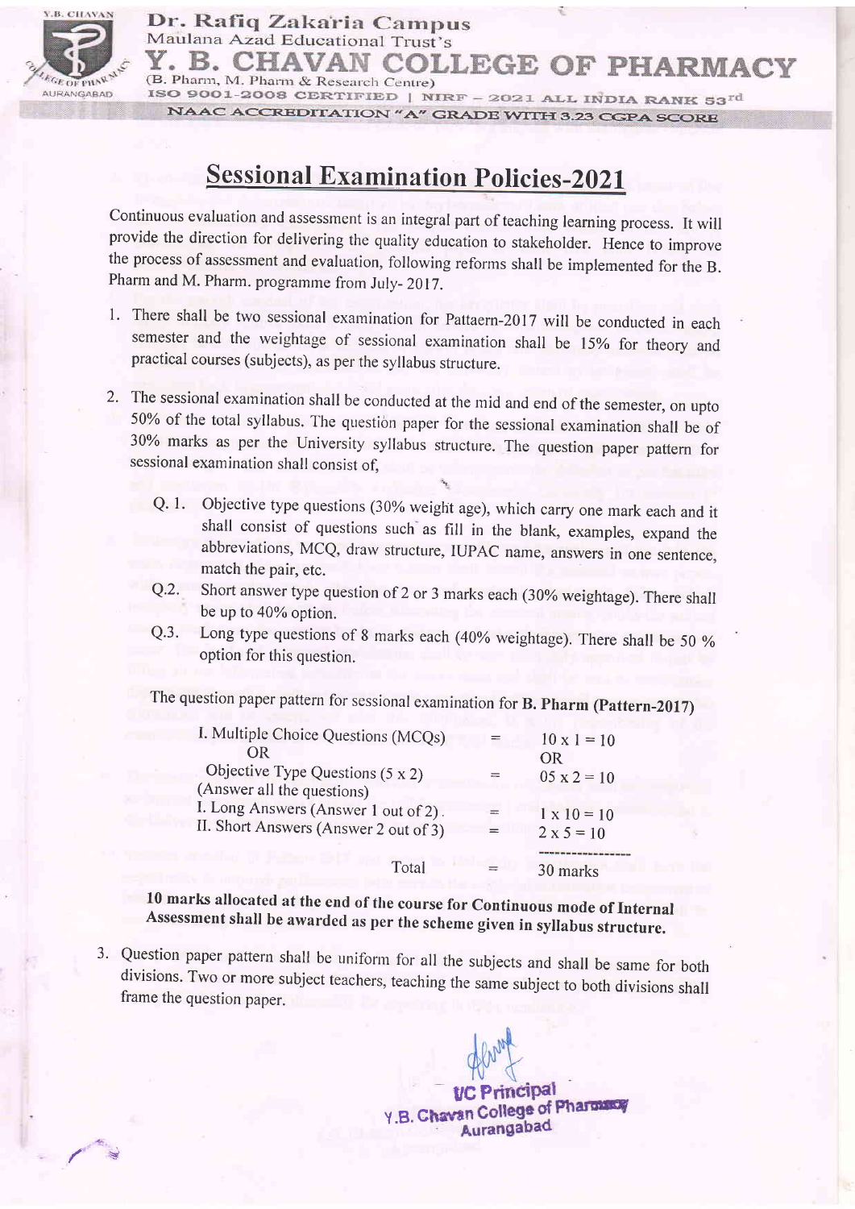Dr. Rafiq Zakaria Campus

Maulana Azad Educational Trust's

# Y. B. CHAVAN COLLEGE OF PHARMACY

(B. Pharm, M. Pharm & Research Centre)

ISO 9001-2008 CERTIFIED | NIRF – 2021 ALL INDIA RANK 53rd

NAAC ACCREDITATION "A" GRADE WITH 3.23 CGPA SCORE

## Sessional Examination Policies-2021

Continuous evaluation and assessment is an integral part of teaching learning process. It will provide the direction for delivering the quality education to stakeholder. Hence to improve the process of assessment and evaluation, following reforms shall be implemented for the B. Pharm and M. Pharm. programme from July- 2017.

1. There shall be two sessional examination for Pattaern-2017 will be conducted in each semester and the weightage of sessional examination shall be 15% for theory and practical courses (subjects), as per the syllabus structure.

2. The sessional examination shall be conducted at the mid and end of the semester, on upto 50% of the total syllabus. The question paper for the sessional examination shall be of 30% marks as per the University syllabus structure. The question paper pattern for sessional examination shall consist of,

   Q. 1. Objective type questions (30% weight age), which carry one mark each and it shall consist of questions such as fill in the blank, examples, expand the abbreviations, MCQ, draw structure, IUPAC name, answers in one sentence, match the pair, etc.

   Q.2. Short answer type question of 2 or 3 marks each (30% weightage). There shall be up to 40% option.

   Q.3. Long type questions of 8 marks each (40% weightage). There shall be 50 % option for this question.

   The question paper pattern for sessional examination for **B. Pharm (Pattern-2017)**

   | | | |
   |---|---|---|
   | I. Multiple Choice Questions (MCQs) | = | 10 x 1 = 10 |
   | OR | | OR |
   | Objective Type Questions (5 x 2) (Answer all the questions) | = | 05 x 2 = 10 |
   | I. Long Answers (Answer 1 out of 2) | = | 1 x 10 = 10 |
   | II. Short Answers (Answer 2 out of 3) | = | 2 x 5 = 10 |
   | Total | = | 30 marks |

   **10 marks allocated at the end of the course for Continuous mode of Internal Assessment shall be awarded as per the scheme given in syllabus structure.**

3. Question paper pattern shall be uniform for all the subjects and shall be same for both divisions. Two or more subject teachers, teaching the same subject to both divisions shall frame the question paper.

I/C Principal

Y.B. Chavan College of Pharmacy

Aurangabad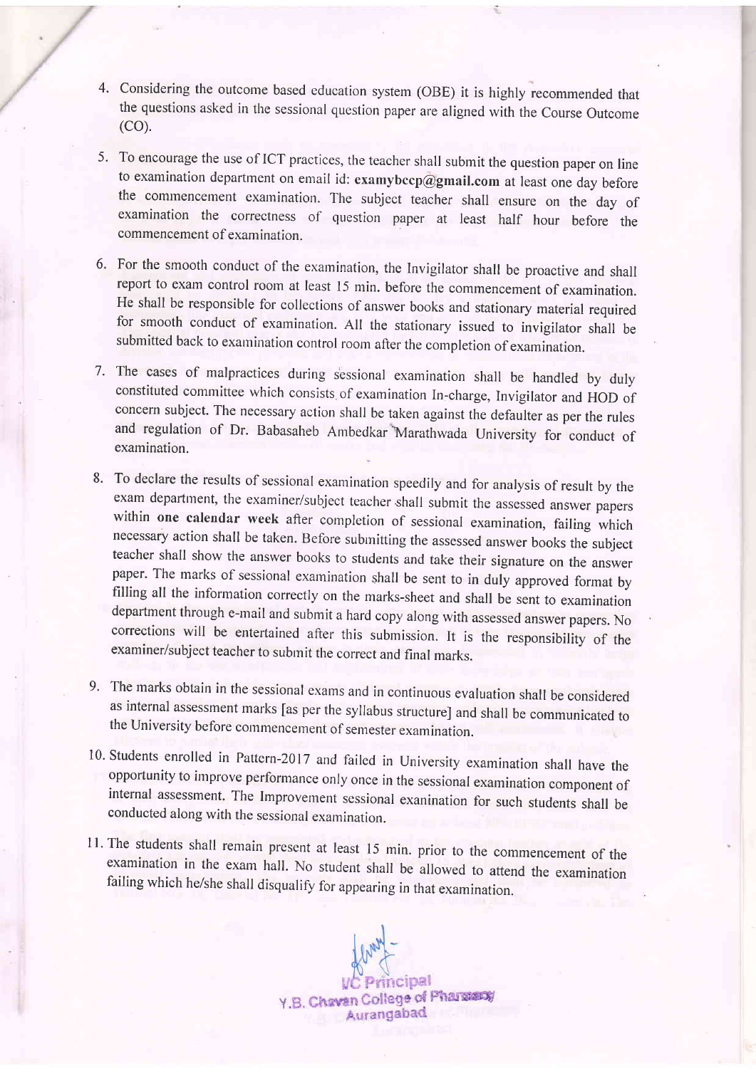4. Considering the outcome based education system (OBE) it is highly recommended that the questions asked in the sessional question paper are aligned with the Course Outcome (CO).

5. To encourage the use of ICT practices, the teacher shall submit the question paper on line to examination department on email id: **examybccp@gmail.com** at least one day before the commencement examination. The subject teacher shall ensure on the day of examination the correctness of question paper at least half hour before the commencement of examination.

6. For the smooth conduct of the examination, the Invigilator shall be proactive and shall report to exam control room at least 15 min. before the commencement of examination. He shall be responsible for collections of answer books and stationary material required for smooth conduct of examination. All the stationary issued to invigilator shall be submitted back to examination control room after the completion of examination.

7. The cases of malpractices during sessional examination shall be handled by duly constituted committee which consists of examination In-charge, Invigilator and HOD of concern subject. The necessary action shall be taken against the defaulter as per the rules and regulation of Dr. Babasaheb Ambedkar Marathwada University for conduct of examination.

8. To declare the results of sessional examination speedily and for analysis of result by the exam department, the examiner/subject teacher shall submit the assessed answer papers within **one calendar week** after completion of sessional examination, failing which necessary action shall be taken. Before submitting the assessed answer books the subject teacher shall show the answer books to students and take their signature on the answer paper. The marks of sessional examination shall be sent to in duly approved format by filling all the information correctly on the marks-sheet and shall be sent to examination department through e-mail and submit a hard copy along with assessed answer papers. No corrections will be entertained after this submission. It is the responsibility of the examiner/subject teacher to submit the correct and final marks.

9. The marks obtain in the sessional exams and in continuous evaluation shall be considered as internal assessment marks [as per the syllabus structure] and shall be communicated to the University before commencement of semester examination.

10. Students enrolled in Pattern-2017 and failed in University examination shall have the opportunity to improve performance only once in the sessional examination component of internal assessment. The Improvement sessional exanination for such students shall be conducted along with the sessional examination.

11. The students shall remain present at least 15 min. prior to the commencement of the examination in the exam hall. No student shall be allowed to attend the examination failing which he/she shall disqualify for appearing in that examination.

I/C Principal
Y.B. Chavan College of Pharmacy
Aurangabad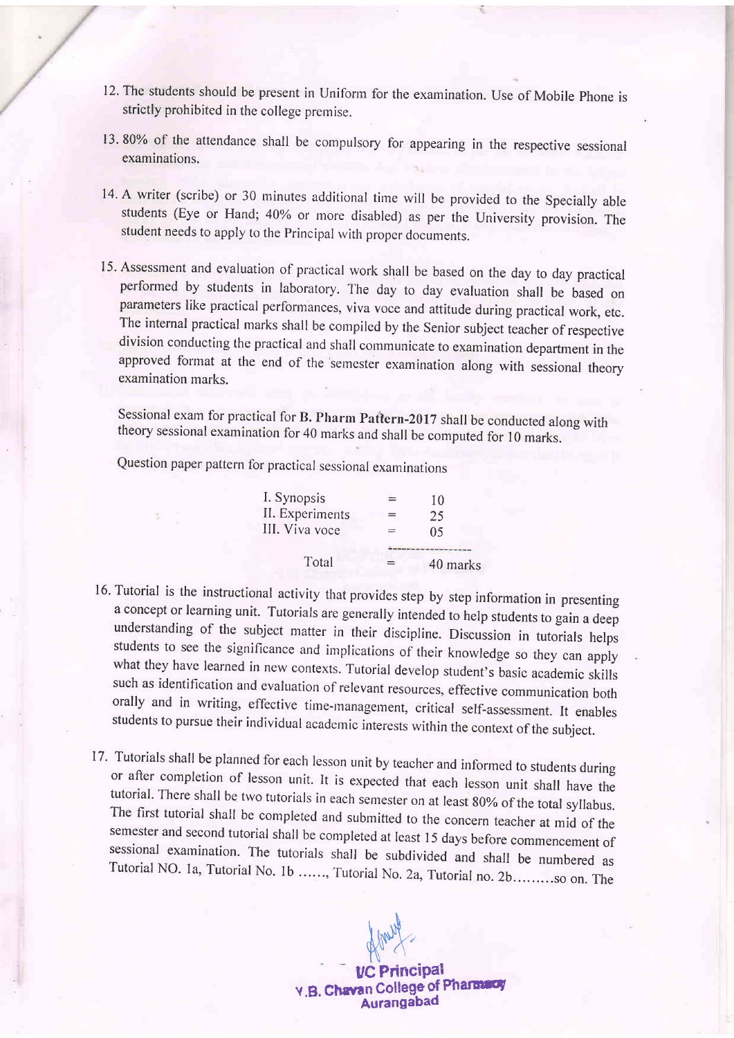12. The students should be present in Uniform for the examination. Use of Mobile Phone is strictly prohibited in the college premise.

13. 80% of the attendance shall be compulsory for appearing in the respective sessional examinations.

14. A writer (scribe) or 30 minutes additional time will be provided to the Specially able students (Eye or Hand; 40% or more disabled) as per the University provision. The student needs to apply to the Principal with proper documents.

15. Assessment and evaluation of practical work shall be based on the day to day practical performed by students in laboratory. The day to day evaluation shall be based on parameters like practical performances, viva voce and attitude during practical work, etc. The internal practical marks shall be compiled by the Senior subject teacher of respective division conducting the practical and shall communicate to examination department in the approved format at the end of the semester examination along with sessional theory examination marks.

    Sessional exam for practical for **B. Pharm Pattern-2017** shall be conducted along with theory sessional examination for 40 marks and shall be computed for 10 marks.

    Question paper pattern for practical sessional examinations

    | | | |
    |---|---|---|
    | I. Synopsis | = | 10 |
    | II. Experiments | = | 25 |
    | III. Viva voce | = | 05 |
    | Total | = | 40 marks |

16. Tutorial is the instructional activity that provides step by step information in presenting a concept or learning unit. Tutorials are generally intended to help students to gain a deep understanding of the subject matter in their discipline. Discussion in tutorials helps students to see the significance and implications of their knowledge so they can apply what they have learned in new contexts. Tutorial develop student's basic academic skills such as identification and evaluation of relevant resources, effective communication both orally and in writing, effective time-management, critical self-assessment. It enables students to pursue their individual academic interests within the context of the subject.

17. Tutorials shall be planned for each lesson unit by teacher and informed to students during or after completion of lesson unit. It is expected that each lesson unit shall have the tutorial. There shall be two tutorials in each semester on at least 80% of the total syllabus. The first tutorial shall be completed and submitted to the concern teacher at mid of the semester and second tutorial shall be completed at least 15 days before commencement of sessional examination. The tutorials shall be subdivided and shall be numbered as Tutorial NO. 1a, Tutorial No. 1b ......, Tutorial No. 2a, Tutorial no. 2b.........so on. The

I/C Principal
V.B. Chavan College of Pharmacy
Aurangabad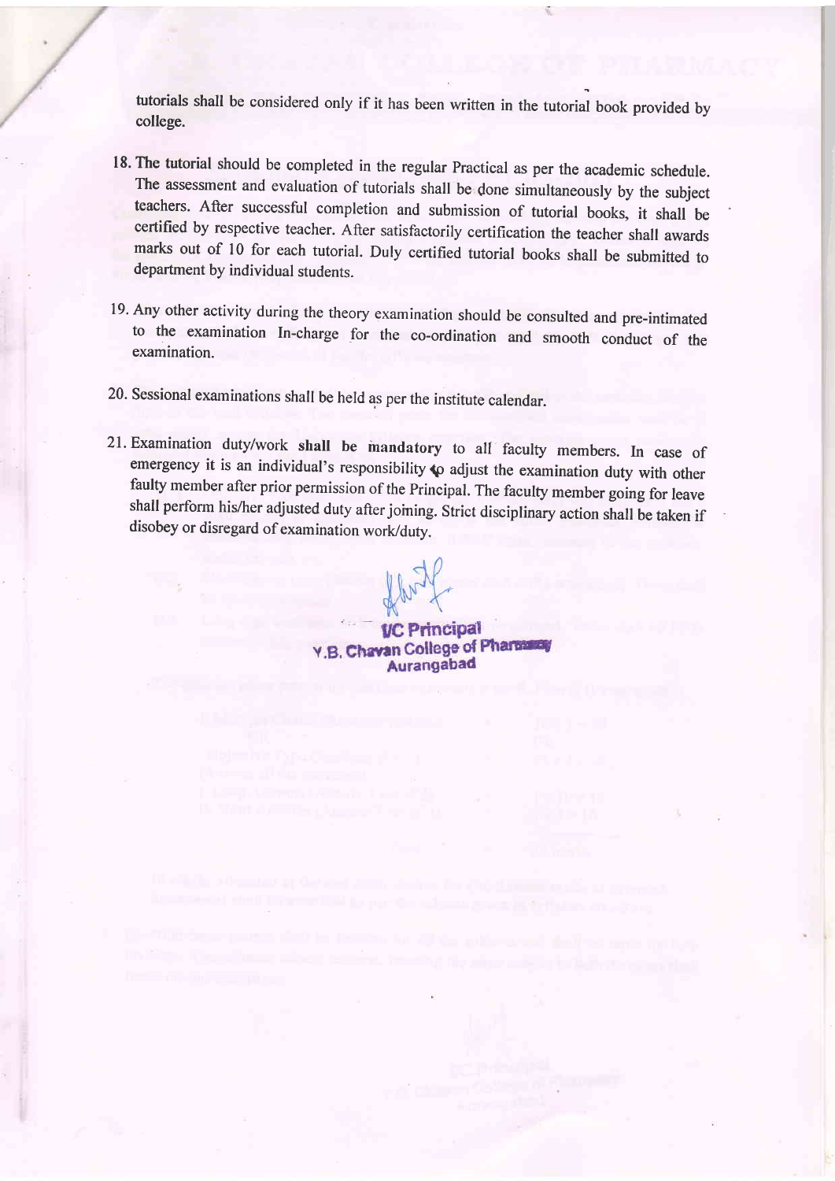tutorials shall be considered only if it has been written in the tutorial book provided by college.

18. The tutorial should be completed in the regular Practical as per the academic schedule. The assessment and evaluation of tutorials shall be done simultaneously by the subject teachers. After successful completion and submission of tutorial books, it shall be certified by respective teacher. After satisfactorily certification the teacher shall awards marks out of 10 for each tutorial. Duly certified tutorial books shall be submitted to department by individual students.

19. Any other activity during the theory examination should be consulted and pre-intimated to the examination In-charge for the co-ordination and smooth conduct of the examination.

20. Sessional examinations shall be held as per the institute calendar.

21. Examination duty/work **shall be mandatory** to all faculty members. In case of emergency it is an individual's responsibility to adjust the examination duty with other faulty member after prior permission of the Principal. The faculty member going for leave shall perform his/her adjusted duty after joining. Strict disciplinary action shall be taken if disobey or disregard of examination work/duty.

**I/C Principal**
**Y.B. Chavan College of Pharmacy**
**Aurangabad**